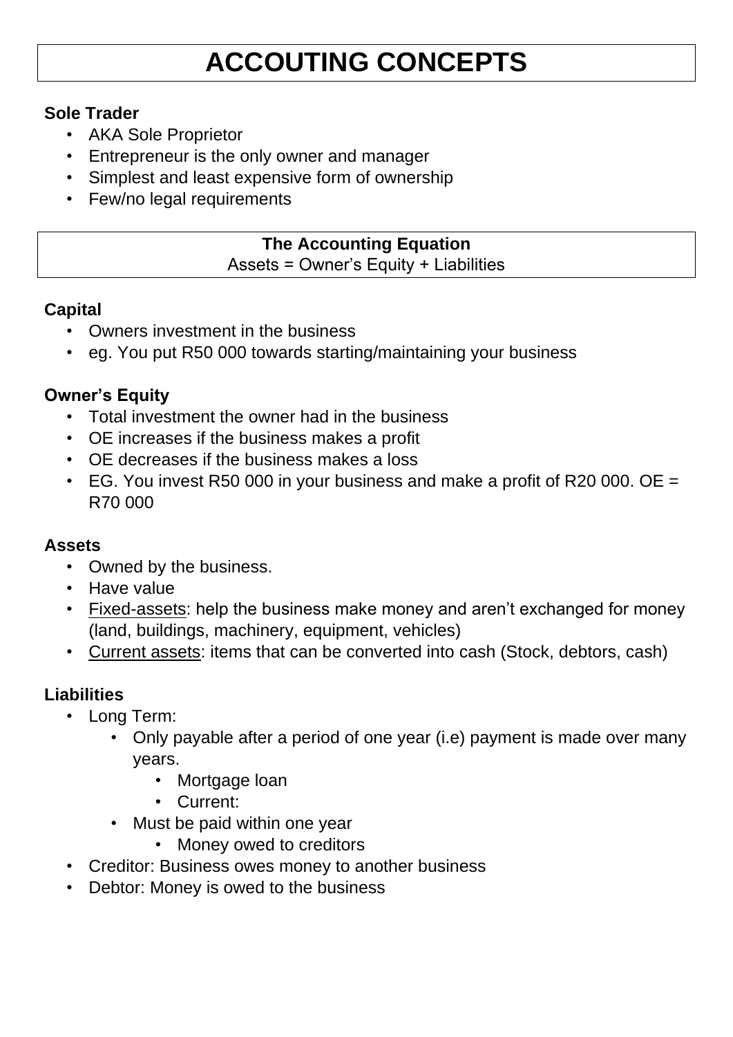# ACCOUTING CONCEPTS

**Sole Trader**

- AKA Sole Proprietor
- Entrepreneur is the only owner and manager
- Simplest and least expensive form of ownership
- Few/no legal requirements

**The Accounting Equation**
Assets = Owner's Equity + Liabilities

**Capital**

- Owners investment in the business
- eg. You put R50 000 towards starting/maintaining your business

**Owner's Equity**

- Total investment the owner had in the business
- OE increases if the business makes a profit
- OE decreases if the business makes a loss
- EG. You invest R50 000 in your business and make a profit of R20 000. OE = R70 000

**Assets**

- Owned by the business.
- Have value
- Fixed-assets: help the business make money and aren't exchanged for money (land, buildings, machinery, equipment, vehicles)
- Current assets: items that can be converted into cash (Stock, debtors, cash)

**Liabilities**

- Long Term:
  - Only payable after a period of one year (i.e) payment is made over many years.
    - Mortgage loan
    - Current:
  - Must be paid within one year
    - Money owed to creditors
- Creditor: Business owes money to another business
- Debtor: Money is owed to the business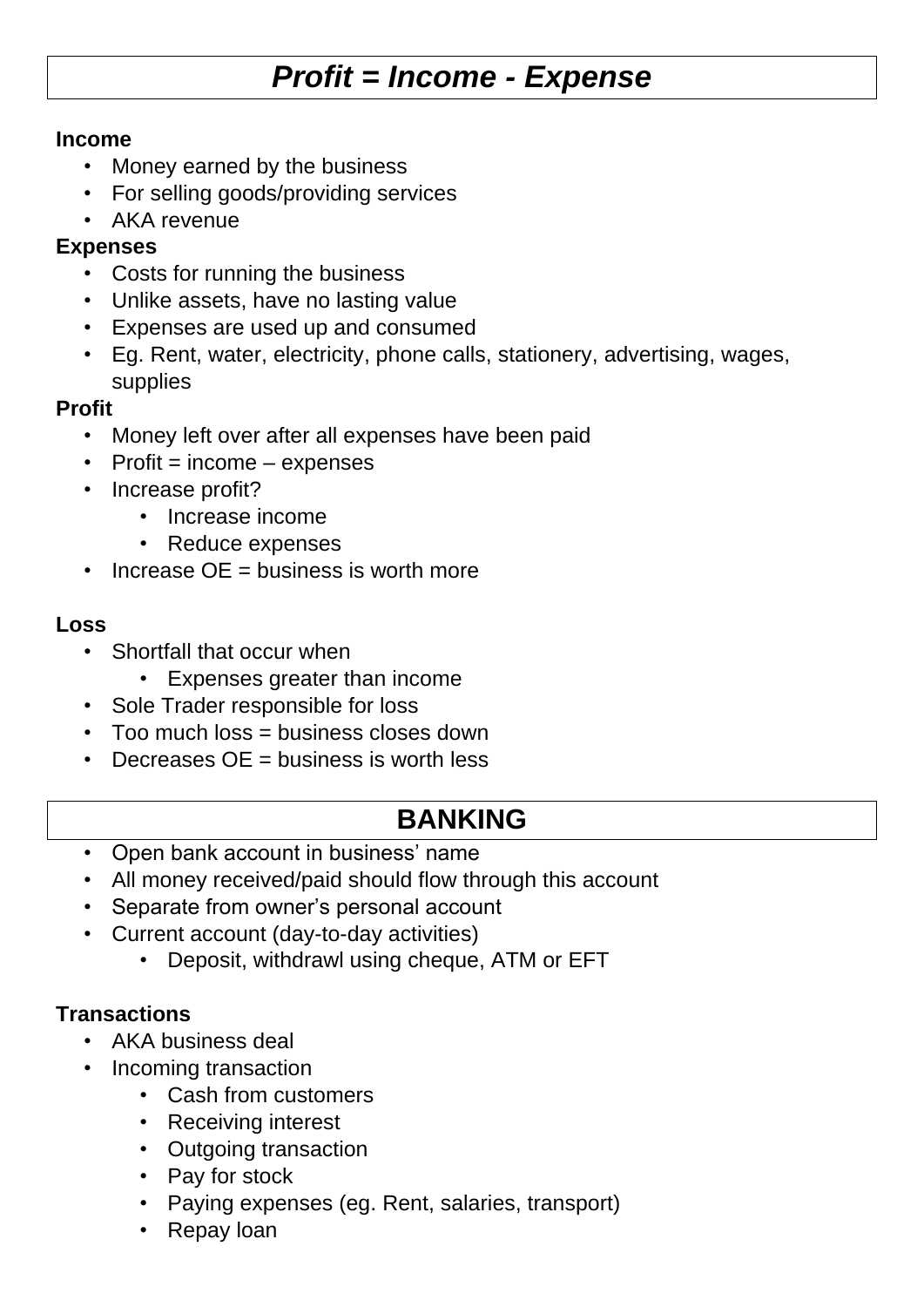# *Profit = Income - Expense*

**Income**

- Money earned by the business
- For selling goods/providing services
- AKA revenue

**Expenses**

- Costs for running the business
- Unlike assets, have no lasting value
- Expenses are used up and consumed
- Eg. Rent, water, electricity, phone calls, stationery, advertising, wages, supplies

**Profit**

- Money left over after all expenses have been paid
- Profit = income – expenses
- Increase profit?
  - Increase income
  - Reduce expenses
- Increase OE = business is worth more

**Loss**

- Shortfall that occur when
  - Expenses greater than income
- Sole Trader responsible for loss
- Too much loss = business closes down
- Decreases OE = business is worth less

# BANKING

- Open bank account in business' name
- All money received/paid should flow through this account
- Separate from owner's personal account
- Current account (day-to-day activities)
  - Deposit, withdrawl using cheque, ATM or EFT

**Transactions**

- AKA business deal
- Incoming transaction
  - Cash from customers
  - Receiving interest
  - Outgoing transaction
  - Pay for stock
  - Paying expenses (eg. Rent, salaries, transport)
  - Repay loan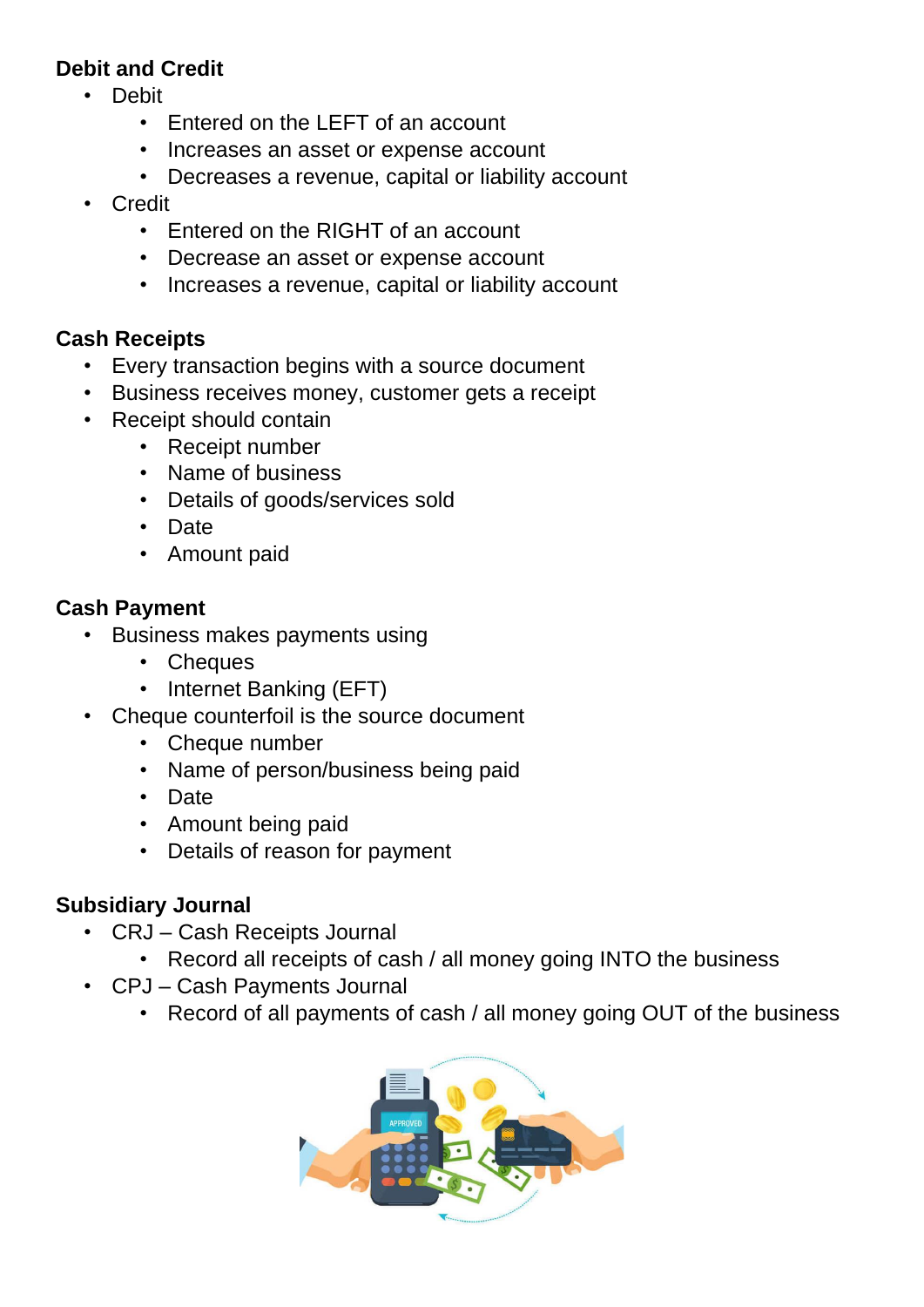**Debit and Credit**

- Debit
  - Entered on the LEFT of an account
  - Increases an asset or expense account
  - Decreases a revenue, capital or liability account
- Credit
  - Entered on the RIGHT of an account
  - Decrease an asset or expense account
  - Increases a revenue, capital or liability account

**Cash Receipts**

- Every transaction begins with a source document
- Business receives money, customer gets a receipt
- Receipt should contain
  - Receipt number
  - Name of business
  - Details of goods/services sold
  - Date
  - Amount paid

**Cash Payment**

- Business makes payments using
  - Cheques
  - Internet Banking (EFT)
- Cheque counterfoil is the source document
  - Cheque number
  - Name of person/business being paid
  - Date
  - Amount being paid
  - Details of reason for payment

**Subsidiary Journal**

- CRJ – Cash Receipts Journal
  - Record all receipts of cash / all money going INTO the business
- CPJ – Cash Payments Journal
  - Record of all payments of cash / all money going OUT of the business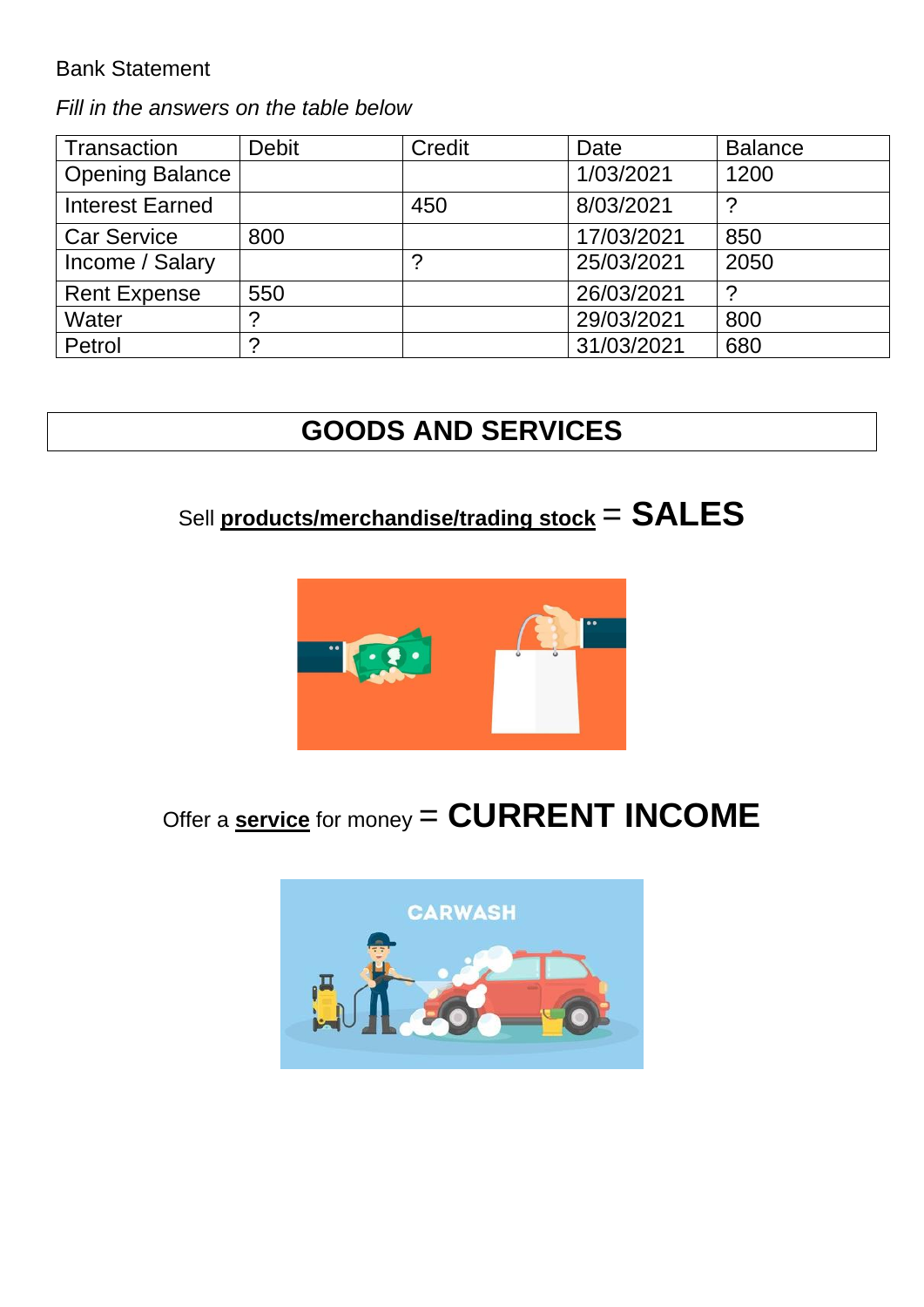Bank Statement

*Fill in the answers on the table below*

| Transaction | Debit | Credit | Date | Balance |
|---|---|---|---|---|
| Opening Balance | | | 1/03/2021 | 1200 |
| Interest Earned | | 450 | 8/03/2021 | ? |
| Car Service | 800 | | 17/03/2021 | 850 |
| Income / Salary | | ? | 25/03/2021 | 2050 |
| Rent Expense | 550 | | 26/03/2021 | ? |
| Water | ? | | 29/03/2021 | 800 |
| Petrol | ? | | 31/03/2021 | 680 |

## GOODS AND SERVICES

Sell **products/merchandise/trading stock** = **SALES**

Offer a **service** for money = **CURRENT INCOME**